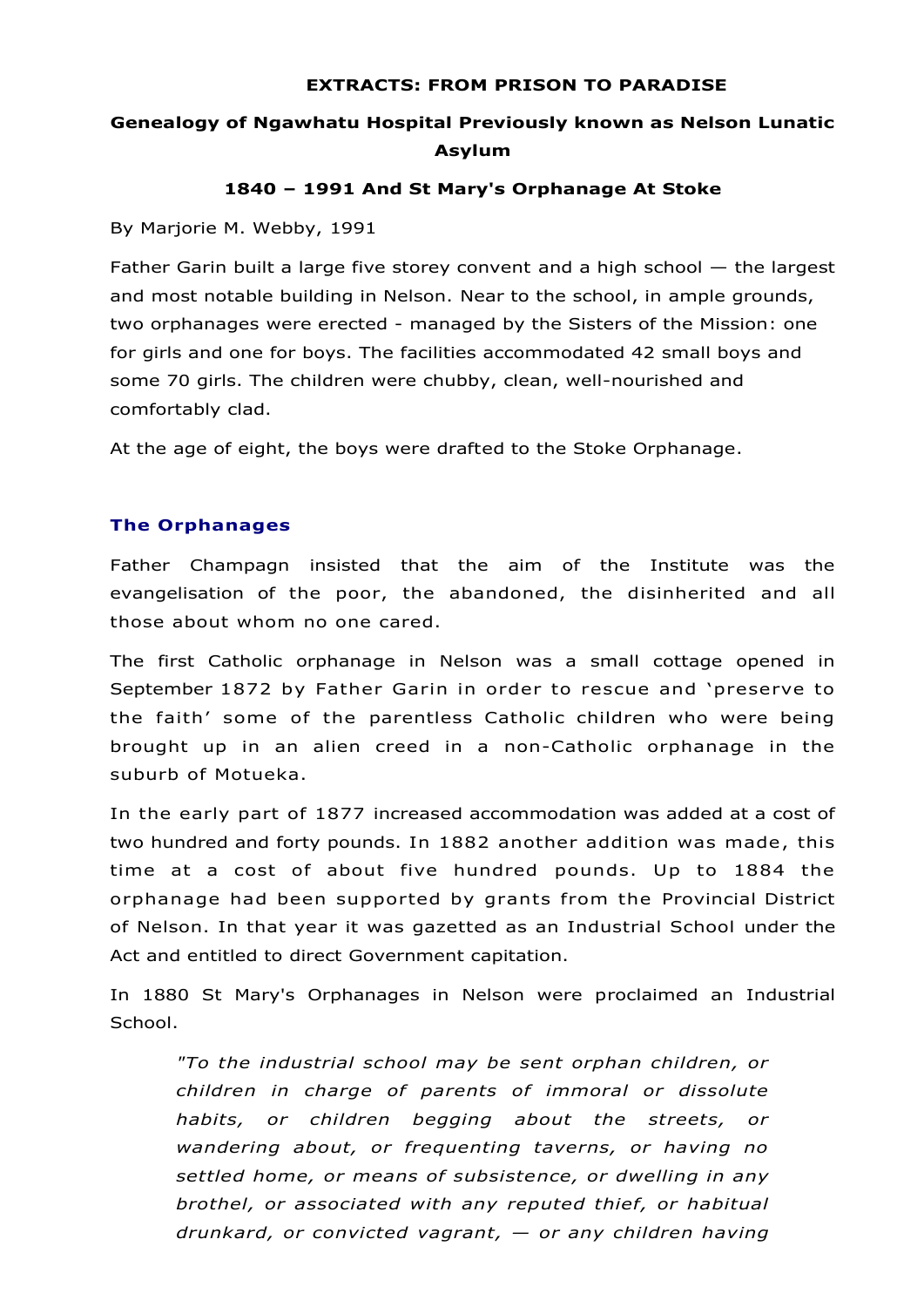**EXTRACTS: FROM PRISON TO PARADISE**

**Genealogy of Ngawhatu Hospital Previously known as Nelson Lunatic Asylum**

**1840 – 1991 And St Mary's Orphanage At Stoke**

By Marjorie M. Webby, 1991

Father Garin built a large five storey convent and a high school — the largest and most notable building in Nelson. Near to the school, in ample grounds, two orphanages were erected - managed by the Sisters of the Mission: one for girls and one for boys. The facilities accommodated 42 small boys and some 70 girls. The children were chubby, clean, well-nourished and comfortably clad.

At the age of eight, the boys were drafted to the Stoke Orphanage.

## The Orphanages

Father Champagn insisted that the aim of the Institute was the evangelisation of the poor, the abandoned, the disinherited and all those about whom no one cared.

The first Catholic orphanage in Nelson was a small cottage opened in September 1872 by Father Garin in order to rescue and 'preserve to the faith' some of the parentless Catholic children who were being brought up in an alien creed in a non-Catholic orphanage in the suburb of Motueka.

In the early part of 1877 increased accommodation was added at a cost of two hundred and forty pounds. In 1882 another addition was made, this time at a cost of about five hundred pounds. Up to 1884 the orphanage had been supported by grants from the Provincial District of Nelson. In that year it was gazetted as an Industrial School under the Act and entitled to direct Government capitation.

In 1880 St Mary's Orphanages in Nelson were proclaimed an Industrial School.

> *"To the industrial school may be sent orphan children, or children in charge of parents of immoral or dissolute habits, or children begging about the streets, or wandering about, or frequenting taverns, or having no settled home, or means of subsistence, or dwelling in any brothel, or associated with any reputed thief, or habitual drunkard, or convicted vagrant, — or any children having*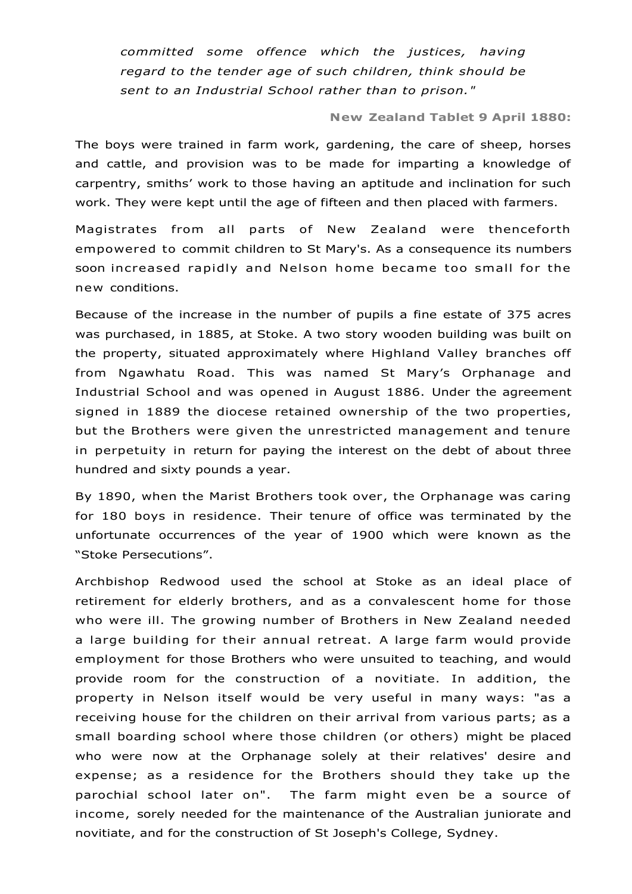*committed some offence which the justices, having regard to the tender age of such children, think should be sent to an Industrial School rather than to prison."*

**New Zealand Tablet 9 April 1880:**

The boys were trained in farm work, gardening, the care of sheep, horses and cattle, and provision was to be made for imparting a knowledge of carpentry, smiths' work to those having an aptitude and inclination for such work. They were kept until the age of fifteen and then placed with farmers.

Magistrates from all parts of New Zealand were thenceforth empowered to commit children to St Mary's. As a consequence its numbers soon increased rapidly and Nelson home became too small for the new conditions.

Because of the increase in the number of pupils a fine estate of 375 acres was purchased, in 1885, at Stoke. A two story wooden building was built on the property, situated approximately where Highland Valley branches off from Ngawhatu Road. This was named St Mary's Orphanage and Industrial School and was opened in August 1886. Under the agreement signed in 1889 the diocese retained ownership of the two properties, but the Brothers were given the unrestricted management and tenure in perpetuity in return for paying the interest on the debt of about three hundred and sixty pounds a year.

By 1890, when the Marist Brothers took over, the Orphanage was caring for 180 boys in residence. Their tenure of office was terminated by the unfortunate occurrences of the year of 1900 which were known as the "Stoke Persecutions".

Archbishop Redwood used the school at Stoke as an ideal place of retirement for elderly brothers, and as a convalescent home for those who were ill. The growing number of Brothers in New Zealand needed a large building for their annual retreat. A large farm would provide employment for those Brothers who were unsuited to teaching, and would provide room for the construction of a novitiate. In addition, the property in Nelson itself would be very useful in many ways: "as a receiving house for the children on their arrival from various parts; as a small boarding school where those children (or others) might be placed who were now at the Orphanage solely at their relatives' desire and expense; as a residence for the Brothers should they take up the parochial school later on". The farm might even be a source of income, sorely needed for the maintenance of the Australian juniorate and novitiate, and for the construction of St Joseph's College, Sydney.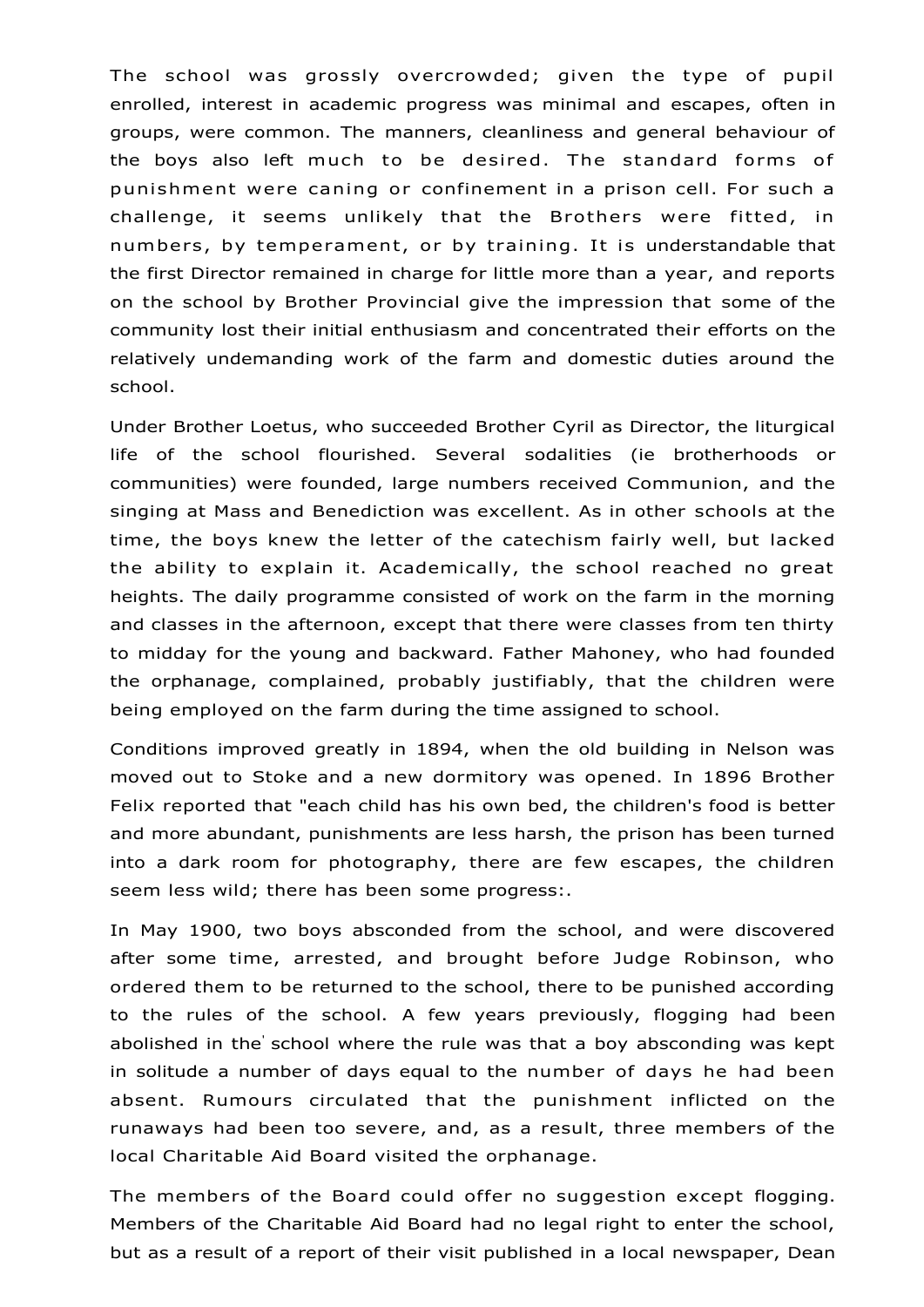The school was grossly overcrowded; given the type of pupil enrolled, interest in academic progress was minimal and escapes, often in groups, were common. The manners, cleanliness and general behaviour of the boys also left much to be desired. The standard forms of punishment were caning or confinement in a prison cell. For such a challenge, it seems unlikely that the Brothers were fitted, in numbers, by temperament, or by training. It is understandable that the first Director remained in charge for little more than a year, and reports on the school by Brother Provincial give the impression that some of the community lost their initial enthusiasm and concentrated their efforts on the relatively undemanding work of the farm and domestic duties around the school.

Under Brother Loetus, who succeeded Brother Cyril as Director, the liturgical life of the school flourished. Several sodalities (ie brotherhoods or communities) were founded, large numbers received Communion, and the singing at Mass and Benediction was excellent. As in other schools at the time, the boys knew the letter of the catechism fairly well, but lacked the ability to explain it. Academically, the school reached no great heights. The daily programme consisted of work on the farm in the morning and classes in the afternoon, except that there were classes from ten thirty to midday for the young and backward. Father Mahoney, who had founded the orphanage, complained, probably justifiably, that the children were being employed on the farm during the time assigned to school.

Conditions improved greatly in 1894, when the old building in Nelson was moved out to Stoke and a new dormitory was opened. In 1896 Brother Felix reported that "each child has his own bed, the children's food is better and more abundant, punishments are less harsh, the prison has been turned into a dark room for photography, there are few escapes, the children seem less wild; there has been some progress:.

In May 1900, two boys absconded from the school, and were discovered after some time, arrested, and brought before Judge Robinson, who ordered them to be returned to the school, there to be punished according to the rules of the school. A few years previously, flogging had been abolished in the school where the rule was that a boy absconding was kept in solitude a number of days equal to the number of days he had been absent. Rumours circulated that the punishment inflicted on the runaways had been too severe, and, as a result, three members of the local Charitable Aid Board visited the orphanage.

The members of the Board could offer no suggestion except flogging. Members of the Charitable Aid Board had no legal right to enter the school, but as a result of a report of their visit published in a local newspaper, Dean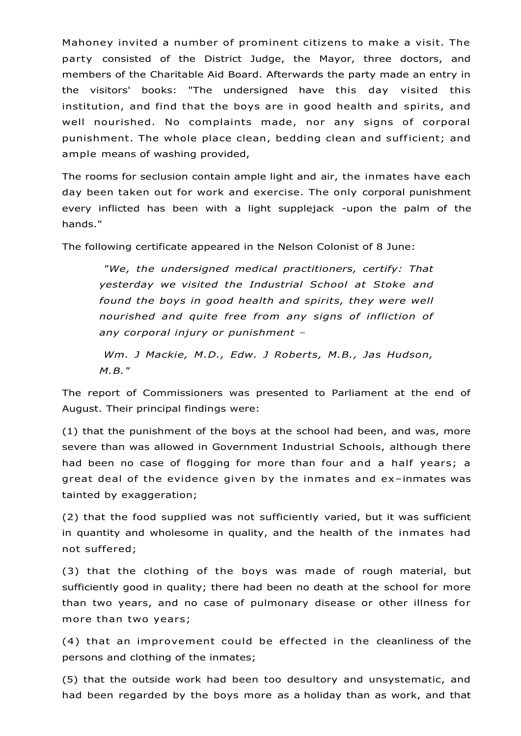Mahoney invited a number of prominent citizens to make a visit. The party consisted of the District Judge, the Mayor, three doctors, and members of the Charitable Aid Board. Afterwards the party made an entry in the visitors' books: "The undersigned have this day visited this institution, and find that the boys are in good health and spirits, and well nourished. No complaints made, nor any signs of corporal punishment. The whole place clean, bedding clean and sufficient; and ample means of washing provided,

The rooms for seclusion contain ample light and air, the inmates have each day been taken out for work and exercise. The only corporal punishment every inflicted has been with a light supplejack -upon the palm of the hands."

The following certificate appeared in the Nelson Colonist of 8 June:

> *"We, the undersigned medical practitioners, certify: That yesterday we visited the Industrial School at Stoke and found the boys in good health and spirits, they were well nourished and quite free from any signs of infliction of any corporal injury or punishment –*
>
> *Wm. J Mackie, M.D., Edw. J Roberts, M.B., Jas Hudson, M.B."*

The report of Commissioners was presented to Parliament at the end of August. Their principal findings were:

(1) that the punishment of the boys at the school had been, and was, more severe than was allowed in Government Industrial Schools, although there had been no case of flogging for more than four and a half years; a great deal of the evidence given by the inmates and ex–inmates was tainted by exaggeration;

(2) that the food supplied was not sufficiently varied, but it was sufficient in quantity and wholesome in quality, and the health of the inmates had not suffered;

(3) that the clothing of the boys was made of rough material, but sufficiently good in quality; there had been no death at the school for more than two years, and no case of pulmonary disease or other illness for more than two years;

(4) that an improvement could be effected in the cleanliness of the persons and clothing of the inmates;

(5) that the outside work had been too desultory and unsystematic, and had been regarded by the boys more as a holiday than as work, and that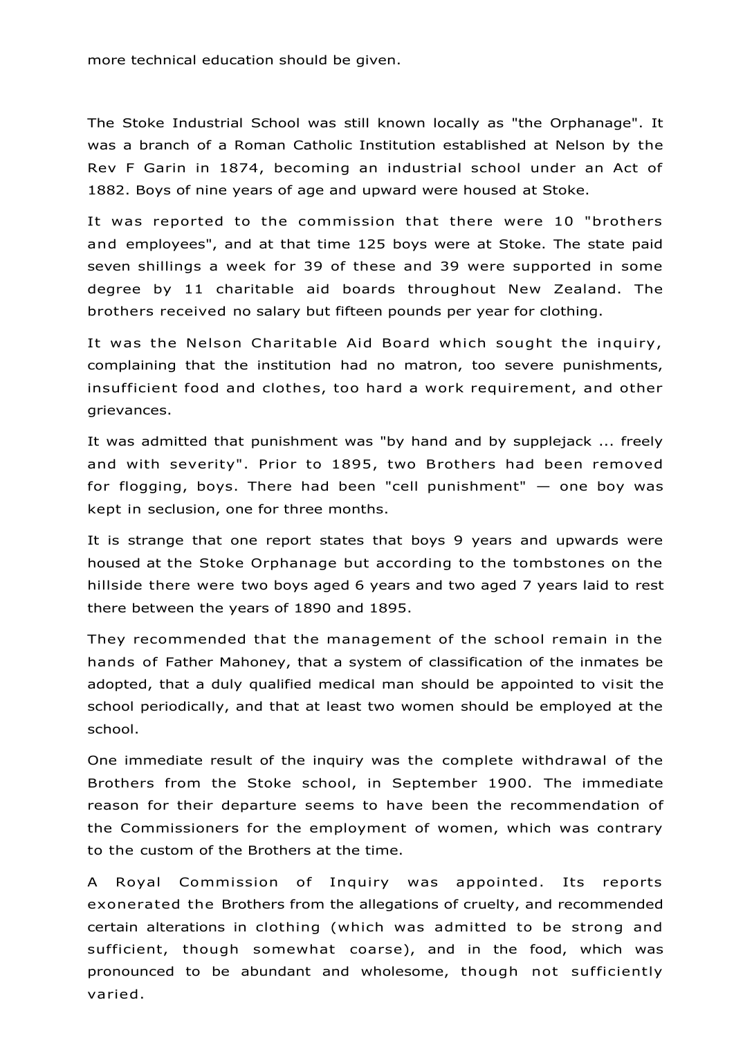more technical education should be given.

The Stoke Industrial School was still known locally as "the Orphanage". It was a branch of a Roman Catholic Institution established at Nelson by the Rev F Garin in 1874, becoming an industrial school under an Act of 1882. Boys of nine years of age and upward were housed at Stoke.

It was reported to the commission that there were 10 "brothers and employees", and at that time 125 boys were at Stoke. The state paid seven shillings a week for 39 of these and 39 were supported in some degree by 11 charitable aid boards throughout New Zealand. The brothers received no salary but fifteen pounds per year for clothing.

It was the Nelson Charitable Aid Board which sought the inquiry, complaining that the institution had no matron, too severe punishments, insufficient food and clothes, too hard a work requirement, and other grievances.

It was admitted that punishment was "by hand and by supplejack ... freely and with severity". Prior to 1895, two Brothers had been removed for flogging, boys. There had been "cell punishment" — one boy was kept in seclusion, one for three months.

It is strange that one report states that boys 9 years and upwards were housed at the Stoke Orphanage but according to the tombstones on the hillside there were two boys aged 6 years and two aged 7 years laid to rest there between the years of 1890 and 1895.

They recommended that the management of the school remain in the hands of Father Mahoney, that a system of classification of the inmates be adopted, that a duly qualified medical man should be appointed to visit the school periodically, and that at least two women should be employed at the school.

One immediate result of the inquiry was the complete withdrawal of the Brothers from the Stoke school, in September 1900. The immediate reason for their departure seems to have been the recommendation of the Commissioners for the employment of women, which was contrary to the custom of the Brothers at the time.

A Royal Commission of Inquiry was appointed. Its reports exonerated the Brothers from the allegations of cruelty, and recommended certain alterations in clothing (which was admitted to be strong and sufficient, though somewhat coarse), and in the food, which was pronounced to be abundant and wholesome, though not sufficiently varied.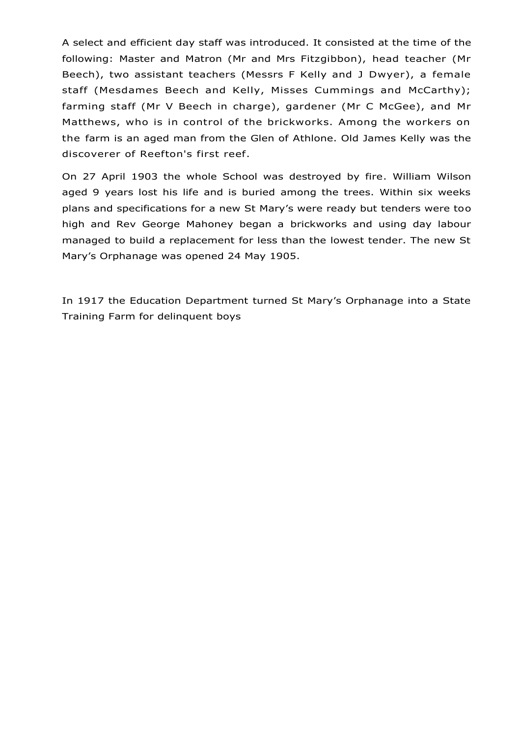A select and efficient day staff was introduced. It consisted at the time of the following: Master and Matron (Mr and Mrs Fitzgibbon), head teacher (Mr Beech), two assistant teachers (Messrs F Kelly and J Dwyer), a female staff (Mesdames Beech and Kelly, Misses Cummings and McCarthy); farming staff (Mr V Beech in charge), gardener (Mr C McGee), and Mr Matthews, who is in control of the brickworks. Among the workers on the farm is an aged man from the Glen of Athlone. Old James Kelly was the discoverer of Reefton's first reef.

On 27 April 1903 the whole School was destroyed by fire. William Wilson aged 9 years lost his life and is buried among the trees. Within six weeks plans and specifications for a new St Mary's were ready but tenders were too high and Rev George Mahoney began a brickworks and using day labour managed to build a replacement for less than the lowest tender. The new St Mary's Orphanage was opened 24 May 1905.

In 1917 the Education Department turned St Mary's Orphanage into a State Training Farm for delinquent boys